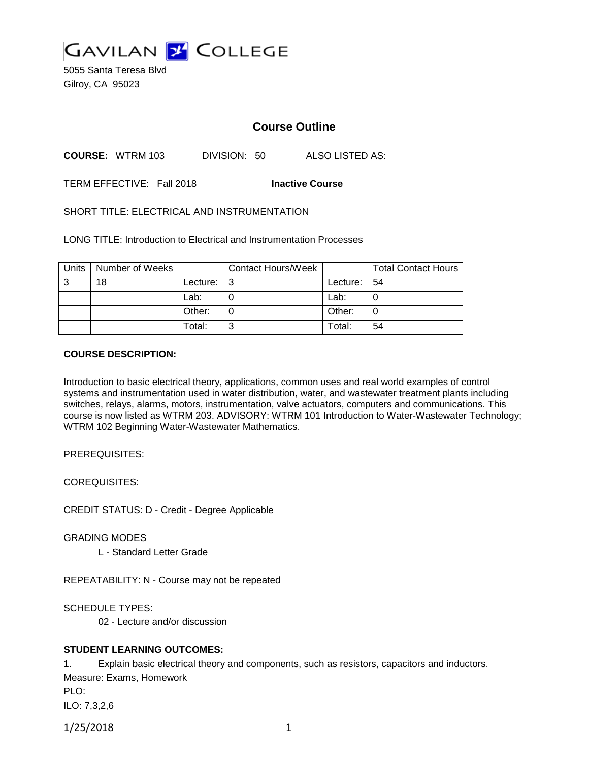GAVILAN COLLEGE

5055 Santa Teresa Blvd
Gilroy, CA 95023

## Course Outline

**COURSE:** WTRM 103 DIVISION: 50 ALSO LISTED AS:

TERM EFFECTIVE: Fall 2018 **Inactive Course**

SHORT TITLE: ELECTRICAL AND INSTRUMENTATION

LONG TITLE: Introduction to Electrical and Instrumentation Processes

| Units | Number of Weeks | | Contact Hours/Week | | Total Contact Hours |
|---|---|---|---|---|---|
| 3 | 18 | Lecture: | 3 | Lecture: | 54 |
| | | Lab: | 0 | Lab: | 0 |
| | | Other: | 0 | Other: | 0 |
| | | Total: | 3 | Total: | 54 |

**COURSE DESCRIPTION:**

Introduction to basic electrical theory, applications, common uses and real world examples of control systems and instrumentation used in water distribution, water, and wastewater treatment plants including switches, relays, alarms, motors, instrumentation, valve actuators, computers and communications. This course is now listed as WTRM 203. ADVISORY: WTRM 101 Introduction to Water-Wastewater Technology; WTRM 102 Beginning Water-Wastewater Mathematics.

PREREQUISITES:

COREQUISITES:

CREDIT STATUS: D - Credit - Degree Applicable

GRADING MODES

L - Standard Letter Grade

REPEATABILITY: N - Course may not be repeated

SCHEDULE TYPES:

02 - Lecture and/or discussion

**STUDENT LEARNING OUTCOMES:**

1. Explain basic electrical theory and components, such as resistors, capacitors and inductors.

Measure: Exams, Homework

PLO:

ILO: 7,3,2,6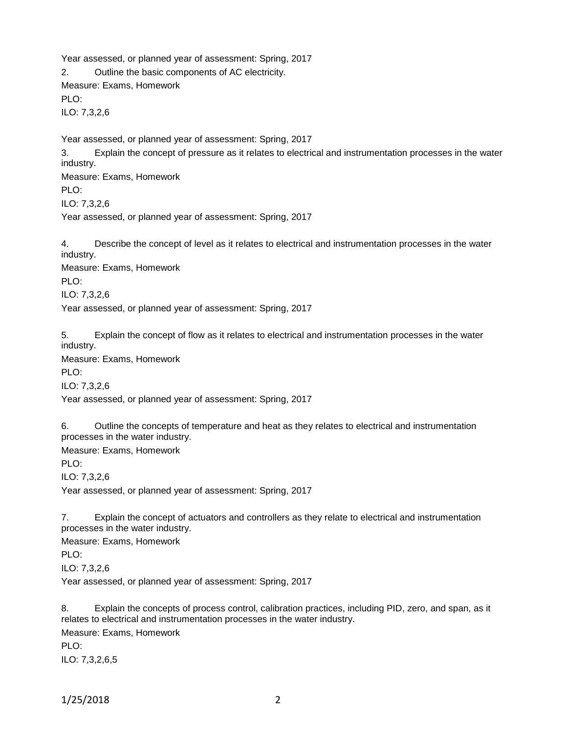Year assessed, or planned year of assessment: Spring, 2017

2. Outline the basic components of AC electricity.

Measure: Exams, Homework

PLO:

ILO: 7,3,2,6

Year assessed, or planned year of assessment: Spring, 2017

3. Explain the concept of pressure as it relates to electrical and instrumentation processes in the water industry.

Measure: Exams, Homework

PLO:

ILO: 7,3,2,6

Year assessed, or planned year of assessment: Spring, 2017

4. Describe the concept of level as it relates to electrical and instrumentation processes in the water industry.

Measure: Exams, Homework

PLO:

ILO: 7,3,2,6

Year assessed, or planned year of assessment: Spring, 2017

5. Explain the concept of flow as it relates to electrical and instrumentation processes in the water industry.

Measure: Exams, Homework

PLO:

ILO: 7,3,2,6

Year assessed, or planned year of assessment: Spring, 2017

6. Outline the concepts of temperature and heat as they relates to electrical and instrumentation processes in the water industry.

Measure: Exams, Homework

PLO:

ILO: 7,3,2,6

Year assessed, or planned year of assessment: Spring, 2017

7. Explain the concept of actuators and controllers as they relate to electrical and instrumentation processes in the water industry.

Measure: Exams, Homework

PLO:

ILO: 7,3,2,6

Year assessed, or planned year of assessment: Spring, 2017

8. Explain the concepts of process control, calibration practices, including PID, zero, and span, as it relates to electrical and instrumentation processes in the water industry.

Measure: Exams, Homework

PLO:

ILO: 7,3,2,6,5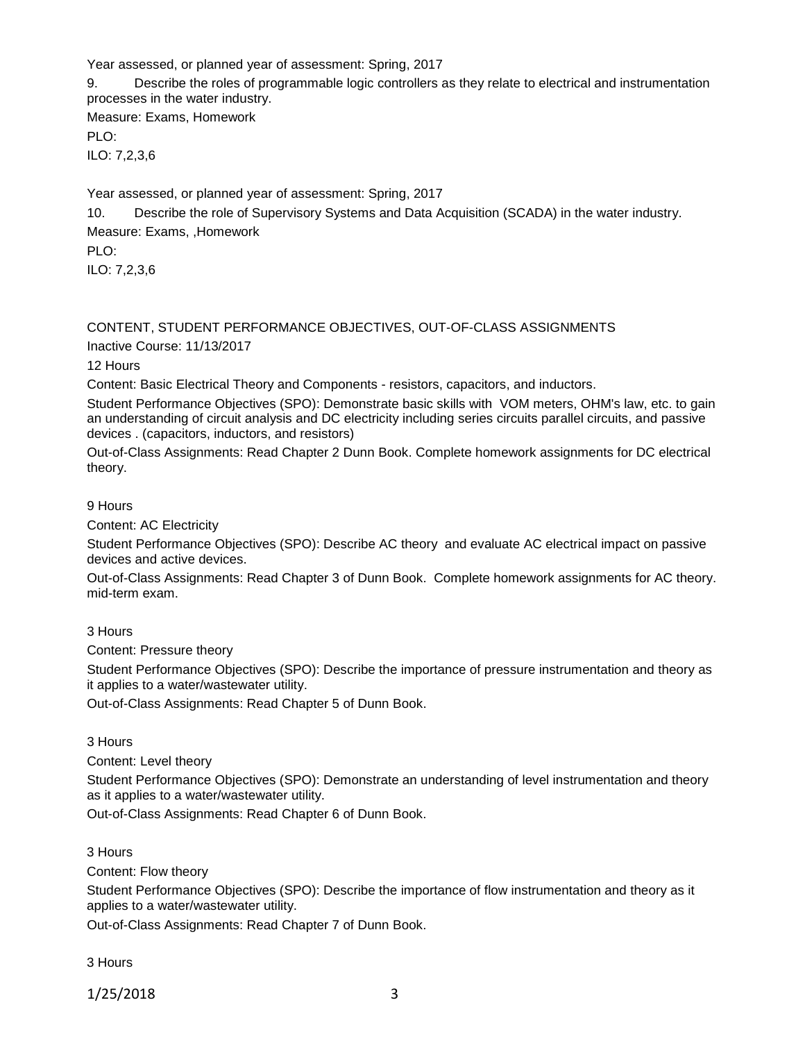Year assessed, or planned year of assessment: Spring, 2017

9. Describe the roles of programmable logic controllers as they relate to electrical and instrumentation processes in the water industry.

Measure: Exams, Homework

PLO:

ILO: 7,2,3,6

Year assessed, or planned year of assessment: Spring, 2017

10. Describe the role of Supervisory Systems and Data Acquisition (SCADA) in the water industry.

Measure: Exams, ,Homework

PLO:

ILO: 7,2,3,6

CONTENT, STUDENT PERFORMANCE OBJECTIVES, OUT-OF-CLASS ASSIGNMENTS

Inactive Course: 11/13/2017

12 Hours

Content: Basic Electrical Theory and Components - resistors, capacitors, and inductors.

Student Performance Objectives (SPO): Demonstrate basic skills with VOM meters, OHM's law, etc. to gain an understanding of circuit analysis and DC electricity including series circuits parallel circuits, and passive devices . (capacitors, inductors, and resistors)

Out-of-Class Assignments: Read Chapter 2 Dunn Book. Complete homework assignments for DC electrical theory.

9 Hours

Content: AC Electricity

Student Performance Objectives (SPO): Describe AC theory and evaluate AC electrical impact on passive devices and active devices.

Out-of-Class Assignments: Read Chapter 3 of Dunn Book. Complete homework assignments for AC theory. mid-term exam.

3 Hours

Content: Pressure theory

Student Performance Objectives (SPO): Describe the importance of pressure instrumentation and theory as it applies to a water/wastewater utility.

Out-of-Class Assignments: Read Chapter 5 of Dunn Book.

3 Hours

Content: Level theory

Student Performance Objectives (SPO): Demonstrate an understanding of level instrumentation and theory as it applies to a water/wastewater utility.

Out-of-Class Assignments: Read Chapter 6 of Dunn Book.

3 Hours

Content: Flow theory

Student Performance Objectives (SPO): Describe the importance of flow instrumentation and theory as it applies to a water/wastewater utility.

Out-of-Class Assignments: Read Chapter 7 of Dunn Book.

3 Hours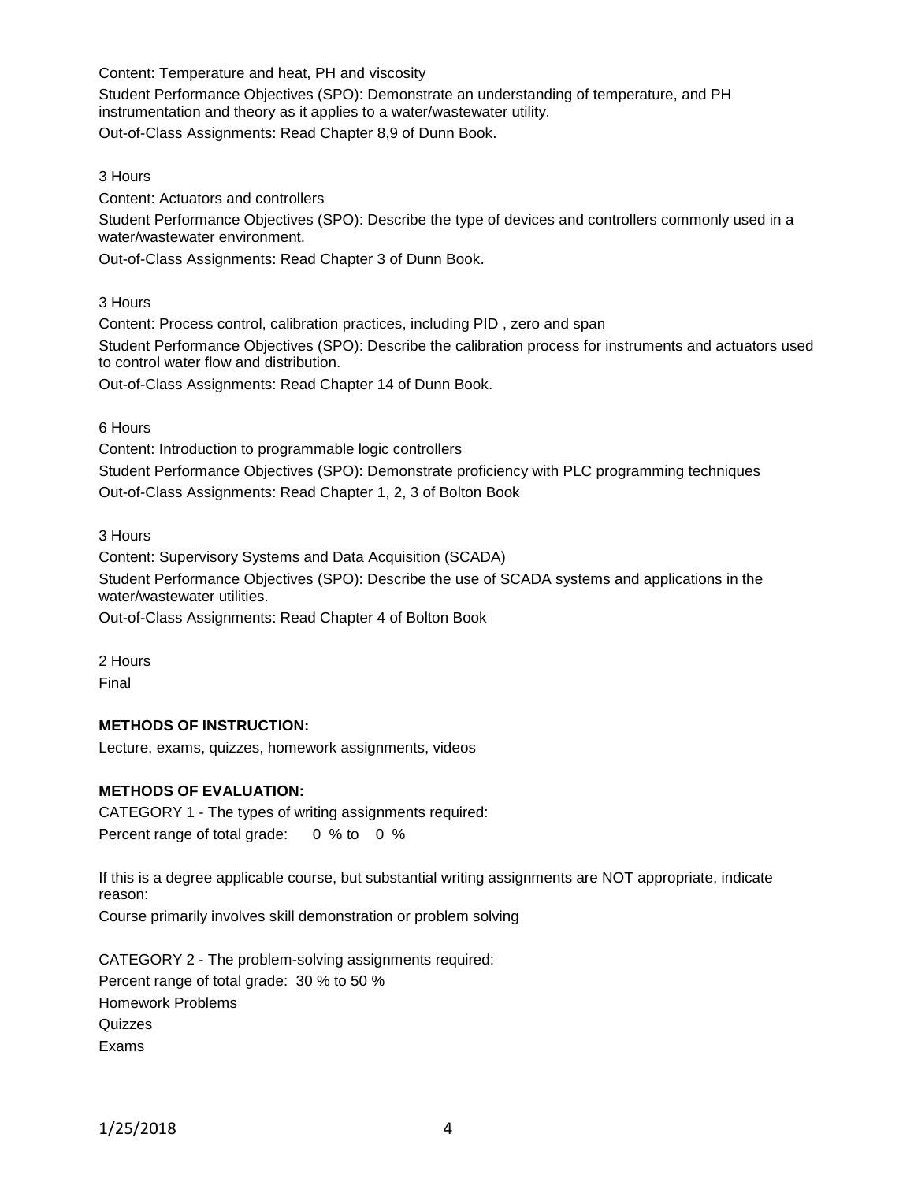Content: Temperature and heat, PH and viscosity

Student Performance Objectives (SPO): Demonstrate an understanding of temperature, and PH instrumentation and theory as it applies to a water/wastewater utility.

Out-of-Class Assignments: Read Chapter 8,9 of Dunn Book.

3 Hours

Content: Actuators and controllers

Student Performance Objectives (SPO): Describe the type of devices and controllers commonly used in a water/wastewater environment.

Out-of-Class Assignments: Read Chapter 3 of Dunn Book.

3 Hours

Content: Process control, calibration practices, including PID , zero and span

Student Performance Objectives (SPO): Describe the calibration process for instruments and actuators used to control water flow and distribution.

Out-of-Class Assignments: Read Chapter 14 of Dunn Book.

6 Hours

Content: Introduction to programmable logic controllers

Student Performance Objectives (SPO): Demonstrate proficiency with PLC programming techniques

Out-of-Class Assignments: Read Chapter 1, 2, 3 of Bolton Book

3 Hours

Content: Supervisory Systems and Data Acquisition (SCADA)

Student Performance Objectives (SPO): Describe the use of SCADA systems and applications in the water/wastewater utilities.

Out-of-Class Assignments: Read Chapter 4 of Bolton Book

2 Hours

Final

**METHODS OF INSTRUCTION:**

Lecture, exams, quizzes, homework assignments, videos

**METHODS OF EVALUATION:**

CATEGORY 1 - The types of writing assignments required:

Percent range of total grade: 0 % to 0 %

If this is a degree applicable course, but substantial writing assignments are NOT appropriate, indicate reason:

Course primarily involves skill demonstration or problem solving

CATEGORY 2 - The problem-solving assignments required:

Percent range of total grade: 30 % to 50 %

Homework Problems

Quizzes

Exams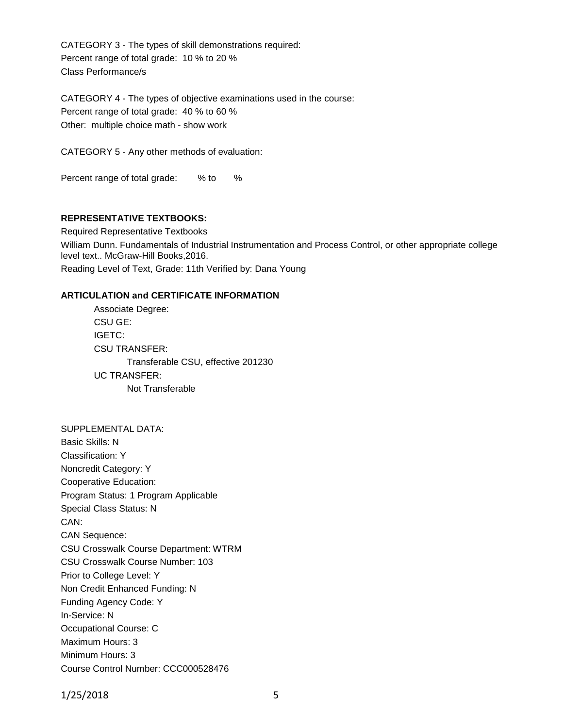CATEGORY 3 - The types of skill demonstrations required:
Percent range of total grade: 10 % to 20 %
Class Performance/s

CATEGORY 4 - The types of objective examinations used in the course:
Percent range of total grade: 40 % to 60 %
Other: multiple choice math - show work

CATEGORY 5 - Any other methods of evaluation:

Percent range of total grade: % to %

**REPRESENTATIVE TEXTBOOKS:**

Required Representative Textbooks

William Dunn. Fundamentals of Industrial Instrumentation and Process Control, or other appropriate college level text.. McGraw-Hill Books,2016.

Reading Level of Text, Grade: 11th Verified by: Dana Young

**ARTICULATION and CERTIFICATE INFORMATION**

Associate Degree:
CSU GE:
IGETC:
CSU TRANSFER:
 Transferable CSU, effective 201230
UC TRANSFER:
 Not Transferable

SUPPLEMENTAL DATA:
Basic Skills: N
Classification: Y
Noncredit Category: Y
Cooperative Education:
Program Status: 1 Program Applicable
Special Class Status: N
CAN:
CAN Sequence:
CSU Crosswalk Course Department: WTRM
CSU Crosswalk Course Number: 103
Prior to College Level: Y
Non Credit Enhanced Funding: N
Funding Agency Code: Y
In-Service: N
Occupational Course: C
Maximum Hours: 3
Minimum Hours: 3
Course Control Number: CCC000528476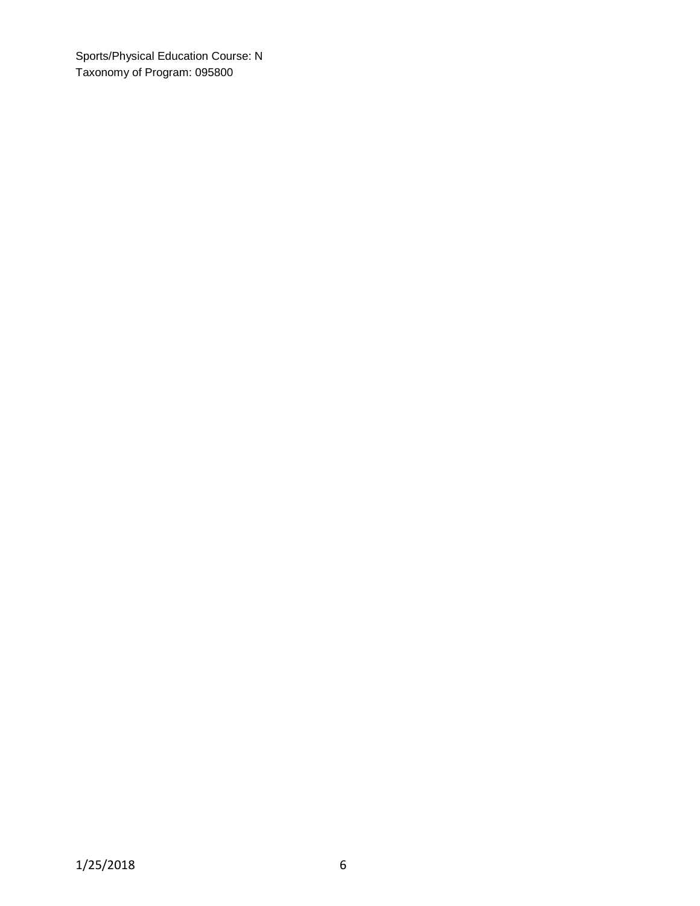Sports/Physical Education Course: N
Taxonomy of Program: 095800